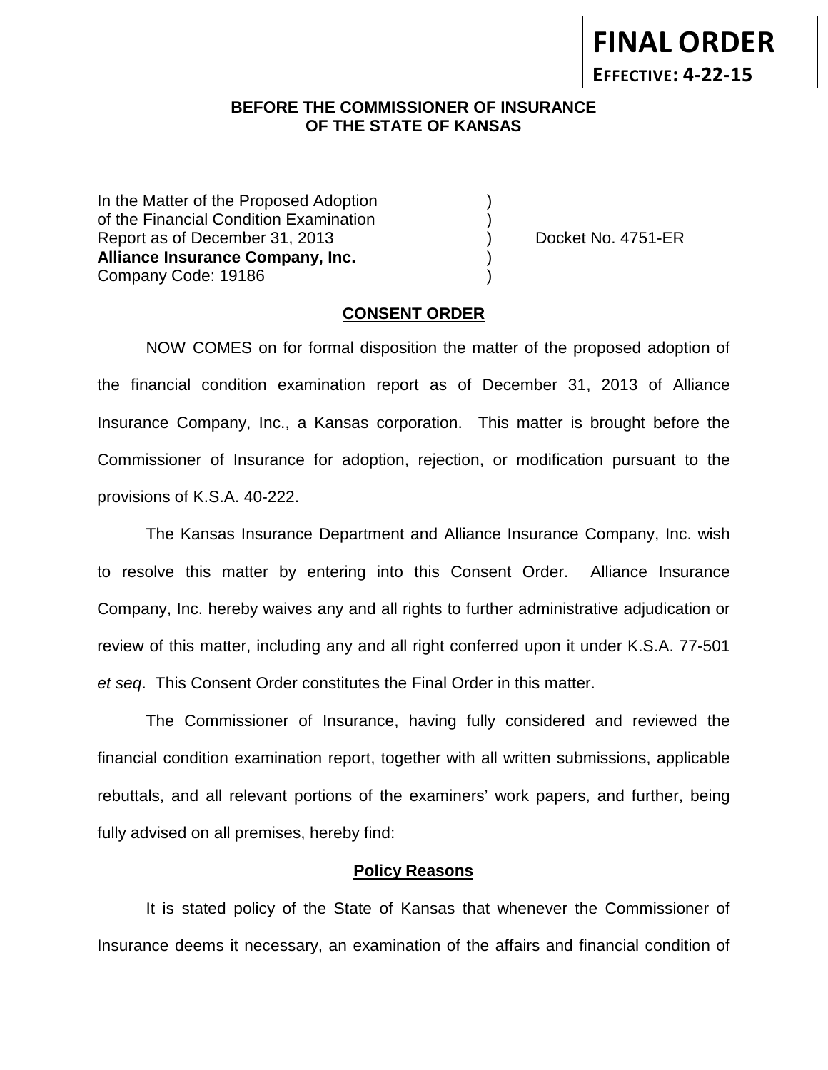**FINAL ORDER**

**EFFECTIVE: 4-22-15**

**BEFORE THE COMMISSIONER OF INSURANCE OF THE STATE OF KANSAS**

| | | |
|---|---|---|
| In the Matter of the Proposed Adoption of the Financial Condition Examination Report as of December 31, 2013 **Alliance Insurance Company, Inc.** Company Code: 19186 | ) | Docket No. 4751-ER |

## CONSENT ORDER

NOW COMES on for formal disposition the matter of the proposed adoption of the financial condition examination report as of December 31, 2013 of Alliance Insurance Company, Inc., a Kansas corporation. This matter is brought before the Commissioner of Insurance for adoption, rejection, or modification pursuant to the provisions of K.S.A. 40-222.

The Kansas Insurance Department and Alliance Insurance Company, Inc. wish to resolve this matter by entering into this Consent Order. Alliance Insurance Company, Inc. hereby waives any and all rights to further administrative adjudication or review of this matter, including any and all right conferred upon it under K.S.A. 77-501 *et seq*. This Consent Order constitutes the Final Order in this matter.

The Commissioner of Insurance, having fully considered and reviewed the financial condition examination report, together with all written submissions, applicable rebuttals, and all relevant portions of the examiners' work papers, and further, being fully advised on all premises, hereby find:

### Policy Reasons

It is stated policy of the State of Kansas that whenever the Commissioner of Insurance deems it necessary, an examination of the affairs and financial condition of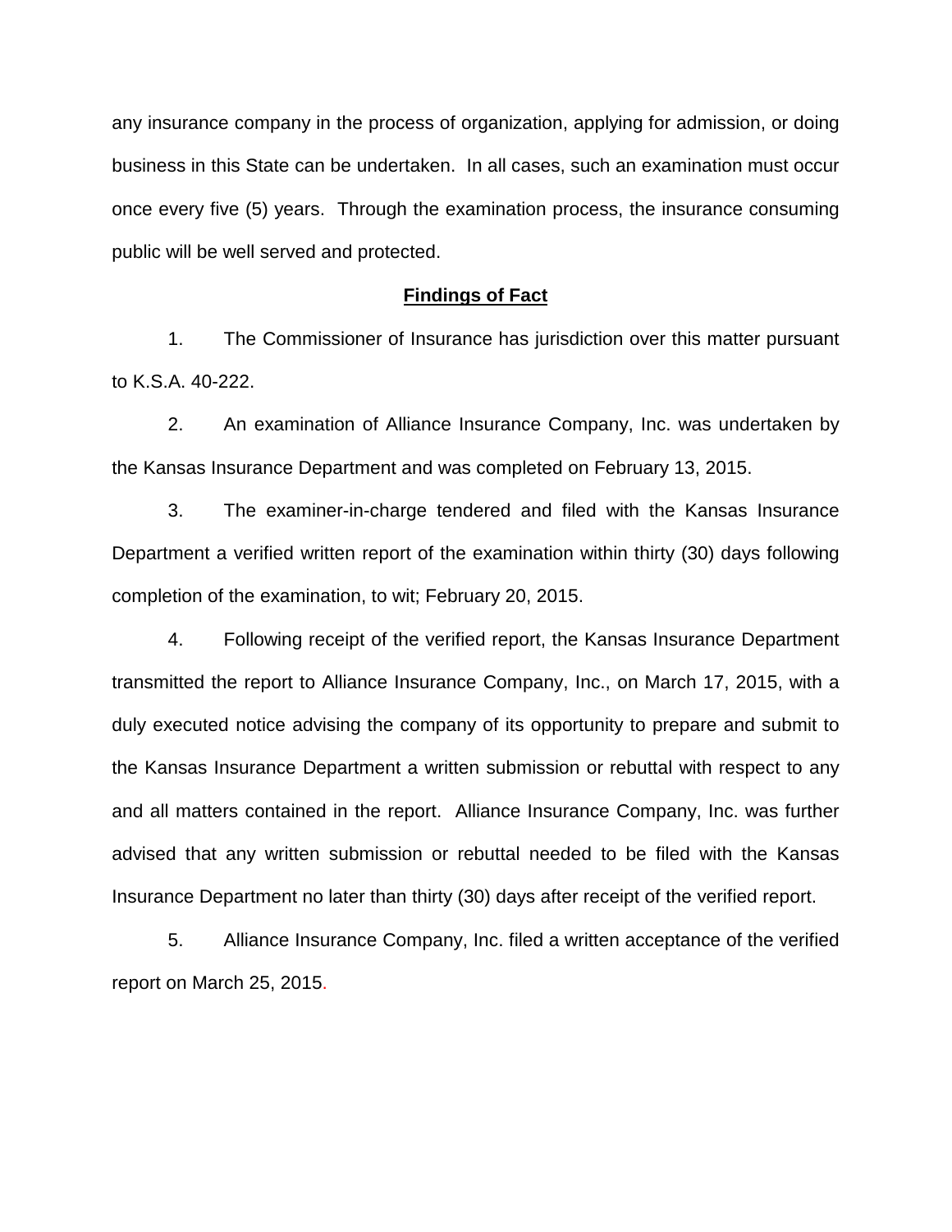any insurance company in the process of organization, applying for admission, or doing business in this State can be undertaken. In all cases, such an examination must occur once every five (5) years. Through the examination process, the insurance consuming public will be well served and protected.

## **Findings of Fact**

1. The Commissioner of Insurance has jurisdiction over this matter pursuant to K.S.A. 40-222.

2. An examination of Alliance Insurance Company, Inc. was undertaken by the Kansas Insurance Department and was completed on February 13, 2015.

3. The examiner-in-charge tendered and filed with the Kansas Insurance Department a verified written report of the examination within thirty (30) days following completion of the examination, to wit; February 20, 2015.

4. Following receipt of the verified report, the Kansas Insurance Department transmitted the report to Alliance Insurance Company, Inc., on March 17, 2015, with a duly executed notice advising the company of its opportunity to prepare and submit to the Kansas Insurance Department a written submission or rebuttal with respect to any and all matters contained in the report. Alliance Insurance Company, Inc. was further advised that any written submission or rebuttal needed to be filed with the Kansas Insurance Department no later than thirty (30) days after receipt of the verified report.

5. Alliance Insurance Company, Inc. filed a written acceptance of the verified report on March 25, 2015.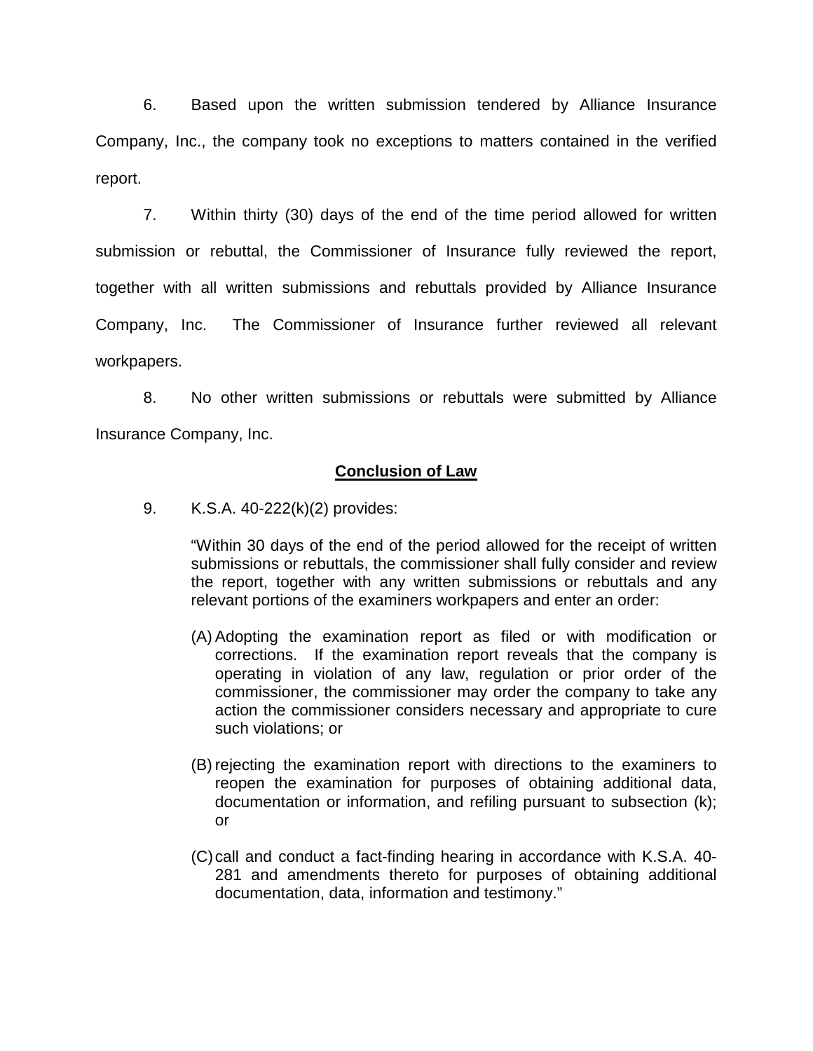6. Based upon the written submission tendered by Alliance Insurance Company, Inc., the company took no exceptions to matters contained in the verified report.

7. Within thirty (30) days of the end of the time period allowed for written submission or rebuttal, the Commissioner of Insurance fully reviewed the report, together with all written submissions and rebuttals provided by Alliance Insurance Company, Inc. The Commissioner of Insurance further reviewed all relevant workpapers.

8. No other written submissions or rebuttals were submitted by Alliance Insurance Company, Inc.

## **Conclusion of Law**

9. K.S.A. 40-222(k)(2) provides:

> "Within 30 days of the end of the period allowed for the receipt of written submissions or rebuttals, the commissioner shall fully consider and review the report, together with any written submissions or rebuttals and any relevant portions of the examiners workpapers and enter an order:
>
> (A) Adopting the examination report as filed or with modification or corrections. If the examination report reveals that the company is operating in violation of any law, regulation or prior order of the commissioner, the commissioner may order the company to take any action the commissioner considers necessary and appropriate to cure such violations; or
>
> (B) rejecting the examination report with directions to the examiners to reopen the examination for purposes of obtaining additional data, documentation or information, and refiling pursuant to subsection (k); or
>
> (C) call and conduct a fact-finding hearing in accordance with K.S.A. 40-281 and amendments thereto for purposes of obtaining additional documentation, data, information and testimony."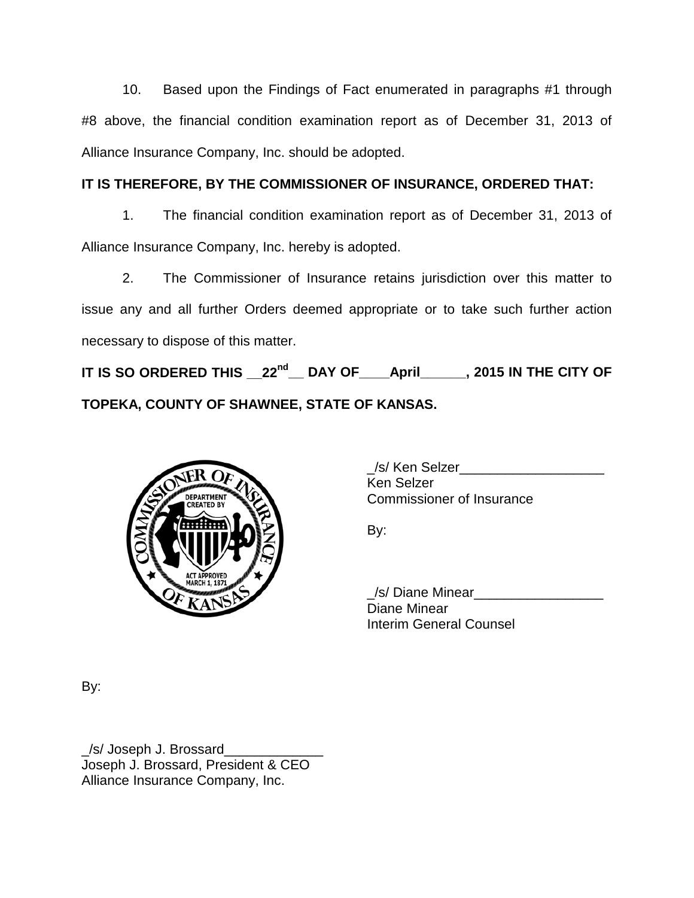10. Based upon the Findings of Fact enumerated in paragraphs #1 through #8 above, the financial condition examination report as of December 31, 2013 of Alliance Insurance Company, Inc. should be adopted.

**IT IS THEREFORE, BY THE COMMISSIONER OF INSURANCE, ORDERED THAT:**

1. The financial condition examination report as of December 31, 2013 of Alliance Insurance Company, Inc. hereby is adopted.

2. The Commissioner of Insurance retains jurisdiction over this matter to issue any and all further Orders deemed appropriate or to take such further action necessary to dispose of this matter.

**IT IS SO ORDERED THIS __22nd__ DAY OF____April______, 2015 IN THE CITY OF TOPEKA, COUNTY OF SHAWNEE, STATE OF KANSAS.**

_/s/ Ken Selzer___________________
Ken Selzer
Commissioner of Insurance

By:

_/s/ Diane Minear_________________
Diane Minear
Interim General Counsel

By:

_/s/ Joseph J. Brossard_____________
Joseph J. Brossard, President & CEO
Alliance Insurance Company, Inc.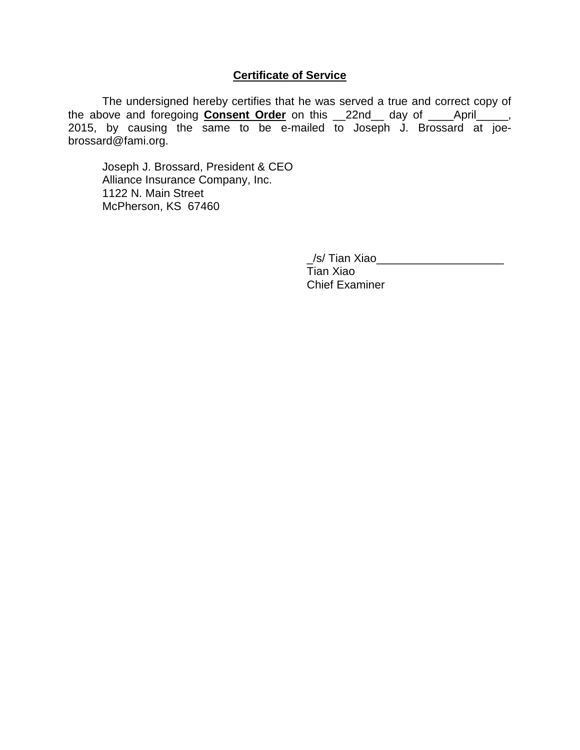## **Certificate of Service**

The undersigned hereby certifies that he was served a true and correct copy of the above and foregoing **Consent Order** on this __22nd__ day of ____April_____, 2015, by causing the same to be e-mailed to Joseph J. Brossard at joe-brossard@fami.org.

Joseph J. Brossard, President & CEO
Alliance Insurance Company, Inc.
1122 N. Main Street
McPherson, KS 67460

_/s/ Tian Xiao____________________
Tian Xiao
Chief Examiner